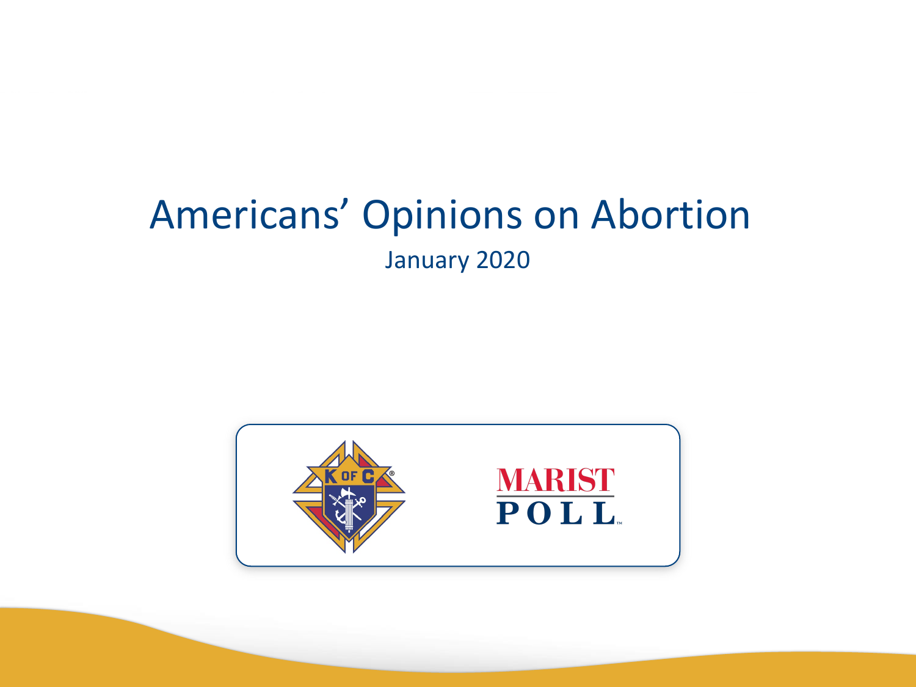# Americans' Opinions on Abortion

January 2020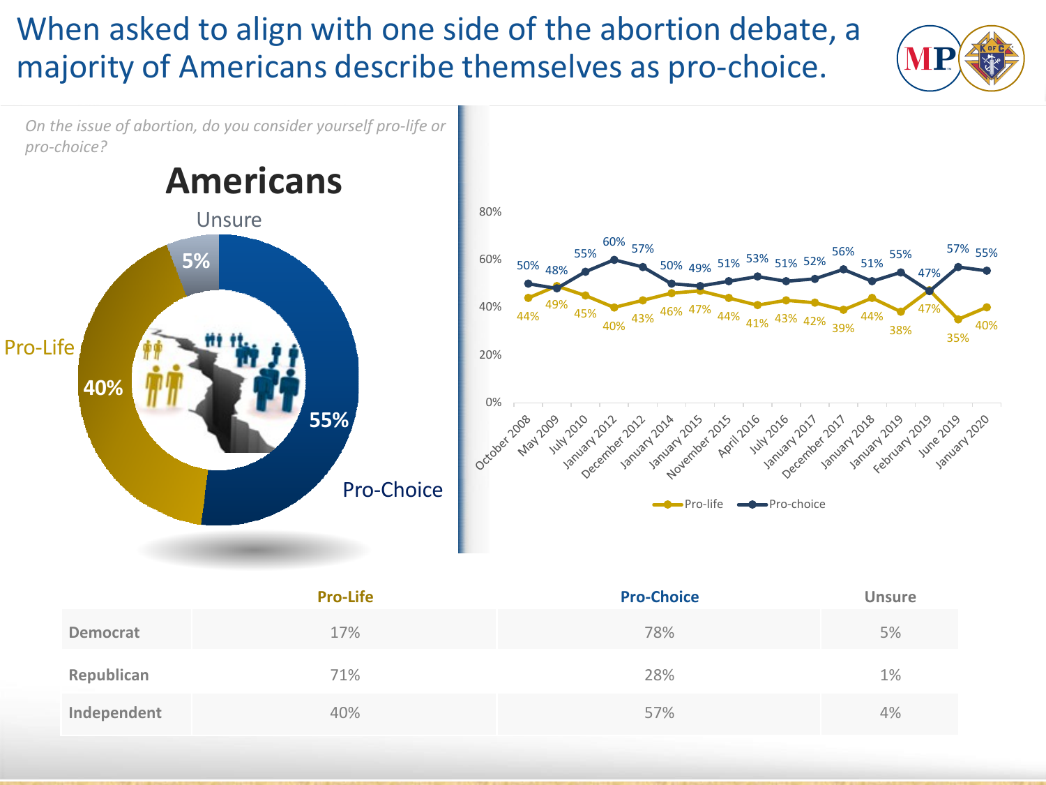# When asked to align with one side of the abortion debate, a majority of Americans describe themselves as pro-choice.

*On the issue of abortion, do you consider yourself pro-life or pro-choice?*

## Americans

- Pro-Choice: 55%
- Pro-Life: 40%
- Unsure: 5%

| Date | Pro-life | Pro-choice |
|---|---|---|
| October 2008 | 44% | 50% |
| May 2009 | 49% | 48% |
| July 2010 | 45% | 55% |
| January 2012 | 40% | 60% |
| December 2012 | 43% | 57% |
| January 2014 | 46% | 50% |
| January 2015 | 47% | 49% |
| November 2015 | 44% | 51% |
| April 2016 | 41% | 53% |
| July 2016 | 43% | 51% |
| January 2017 | 42% | 52% |
| December 2017 | 39% | 56% |
| January 2018 | 44% | 51% |
| January 2019 | 38% | 55% |
| February 2019 | 47% | 47% |
| June 2019 | 35% | 57% |
| January 2020 | 40% | 55% |

| | Pro-Life | Pro-Choice | Unsure |
|---|---|---|---|
| Democrat | 17% | 78% | 5% |
| Republican | 71% | 28% | 1% |
| Independent | 40% | 57% | 4% |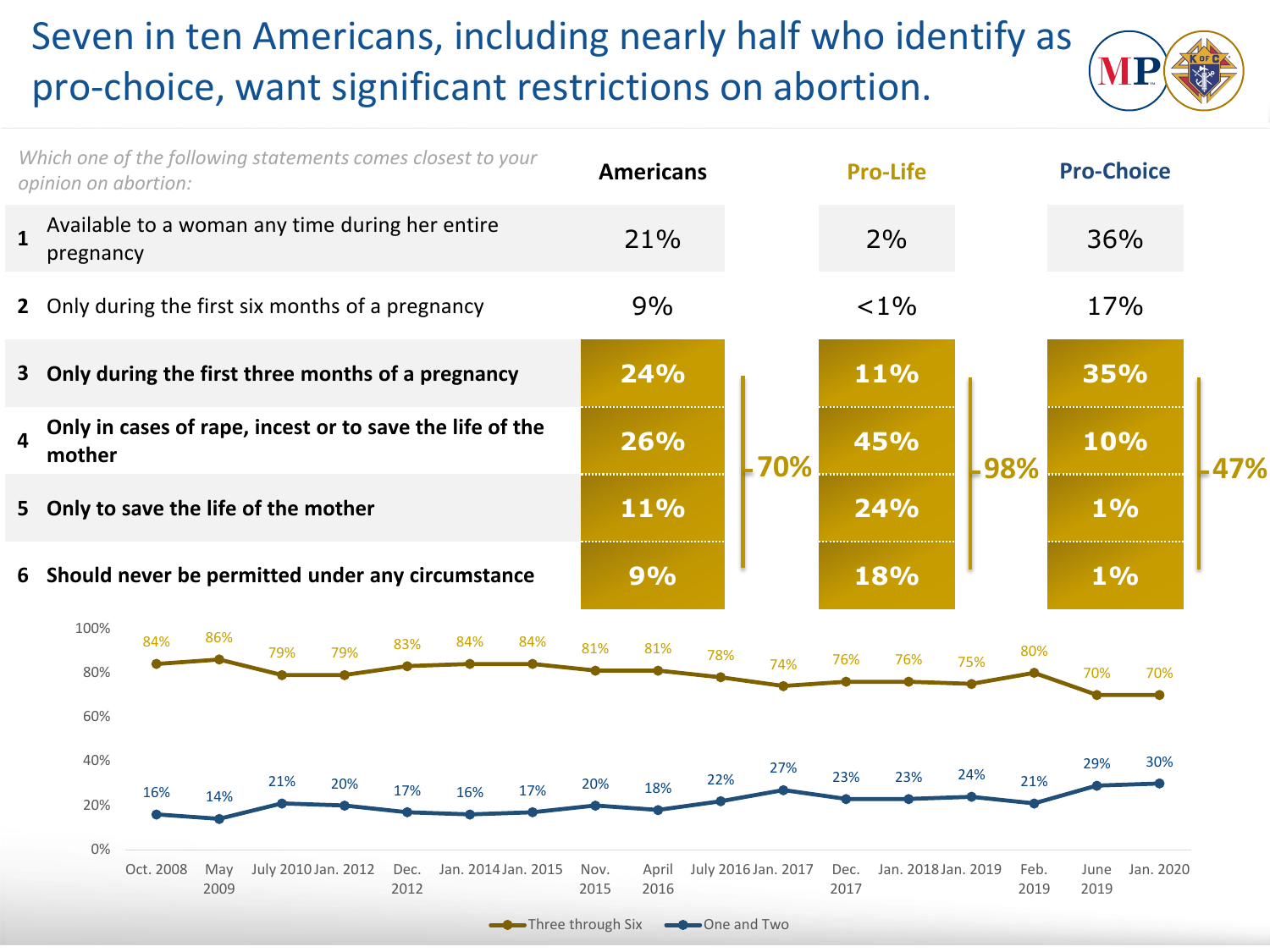# Seven in ten Americans, including nearly half who identify as pro-choice, want significant restrictions on abortion.

*Which one of the following statements comes closest to your opinion on abortion:*

| | Statement | Americans | Pro-Life | Pro-Choice |
|---|---|---|---|---|
| 1 | Available to a woman any time during her entire pregnancy | 21% | 2% | 36% |
| 2 | Only during the first six months of a pregnancy | 9% | <1% | 17% |
| 3 | **Only during the first three months of a pregnancy** | **24%** | **11%** | **35%** |
| 4 | **Only in cases of rape, incest or to save the life of the mother** | **26%** | **45%** | **10%** |
| 5 | **Only to save the life of the mother** | **11%** | **24%** | **1%** |
| 6 | **Should never be permitted under any circumstance** | **9%** | **18%** | **1%** |
| | **Three through Six (total)** | **70%** | **98%** | **47%** |

| | Oct. 2008 | May 2009 | July 2010 | Jan. 2012 | Dec. 2012 | Jan. 2014 | Jan. 2015 | Nov. 2015 | April 2016 | July 2016 | Jan. 2017 | Dec. 2017 | Jan. 2018 | Jan. 2019 | Feb. 2019 | June 2019 | Jan. 2020 |
|---|---|---|---|---|---|---|---|---|---|---|---|---|---|---|---|---|---|
| Three through Six | 84% | 86% | 79% | 79% | 83% | 84% | 84% | 81% | 81% | 78% | 74% | 76% | 76% | 75% | 80% | 70% | 70% |
| One and Two | 16% | 14% | 21% | 20% | 17% | 16% | 17% | 20% | 18% | 22% | 27% | 23% | 23% | 24% | 21% | 29% | 30% |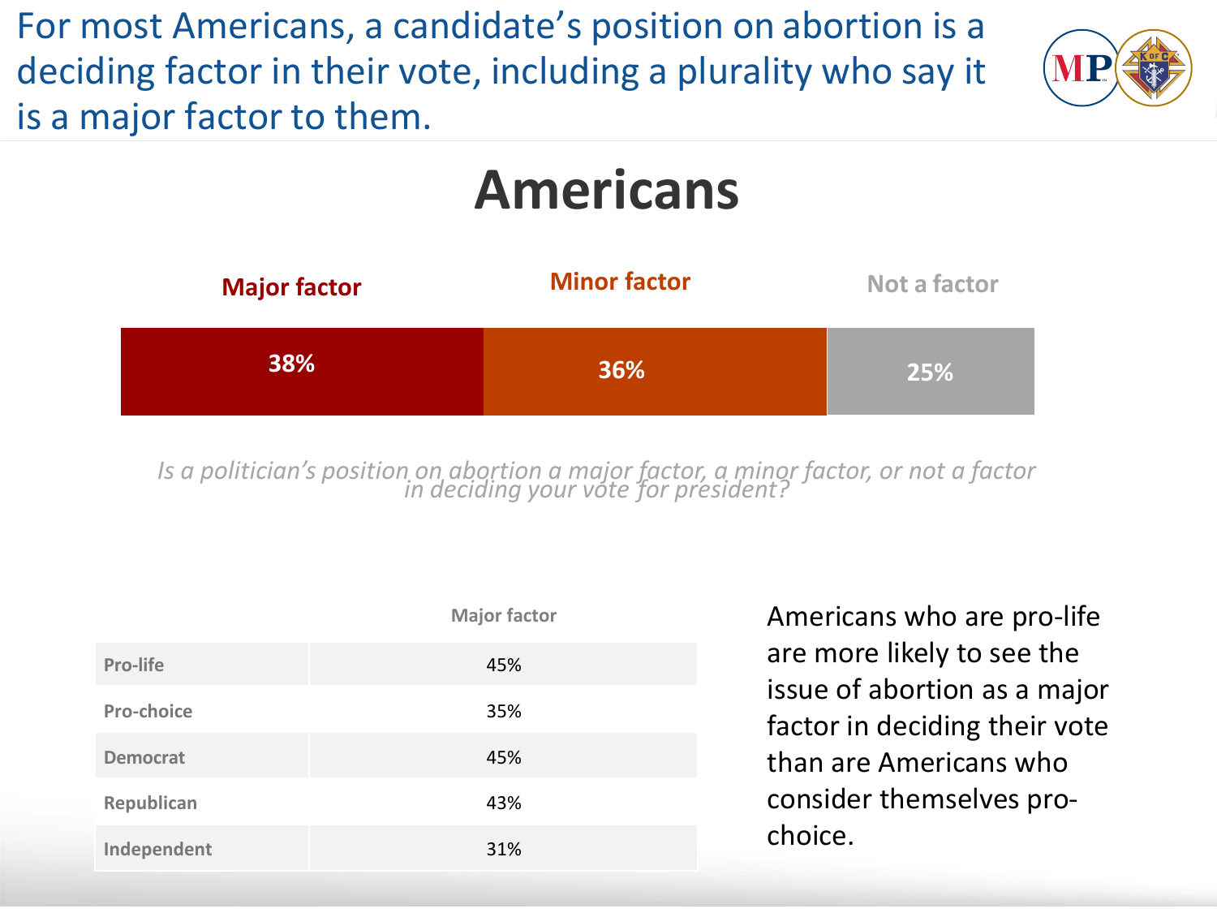# For most Americans, a candidate's position on abortion is a deciding factor in their vote, including a plurality who say it is a major factor to them.

## Americans

| Major factor | Minor factor | Not a factor |
|---|---|---|
| 38% | 36% | 25% |

*Is a politician's position on abortion a major factor, a minor factor, or not a factor in deciding your vote for president?*

| | Major factor |
|---|---|
| Pro-life | 45% |
| Pro-choice | 35% |
| Democrat | 45% |
| Republican | 43% |
| Independent | 31% |

Americans who are pro-life are more likely to see the issue of abortion as a major factor in deciding their vote than are Americans who consider themselves pro-choice.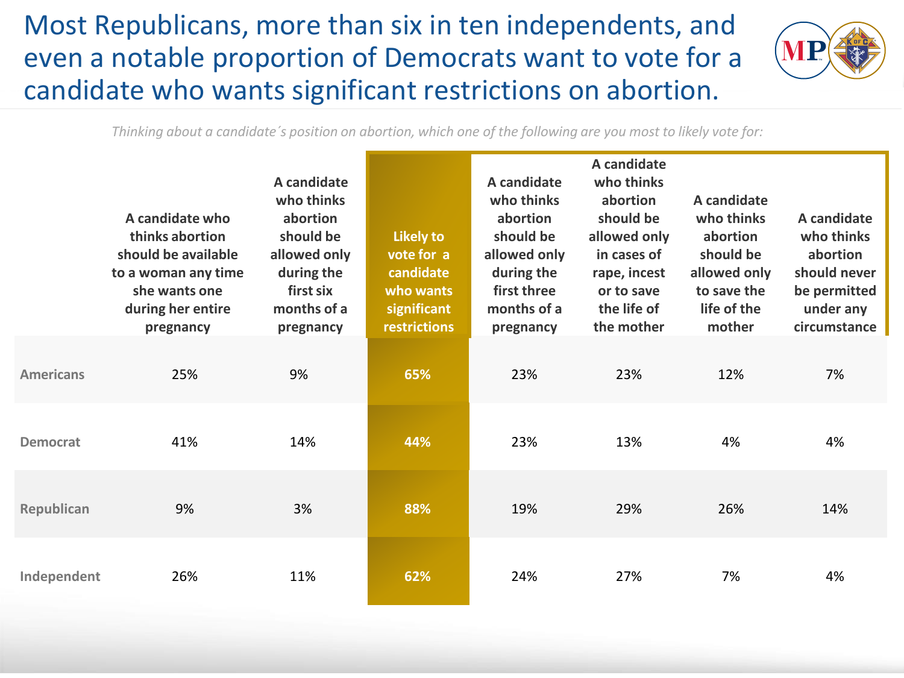# Most Republicans, more than six in ten independents, and even a notable proportion of Democrats want to vote for a candidate who wants significant restrictions on abortion.

*Thinking about a candidate´s position on abortion, which one of the following are you most to likely vote for:*

| | A candidate who thinks abortion should be available to a woman any time she wants one during her entire pregnancy | A candidate who thinks abortion should be allowed only during the first six months of a pregnancy | Likely to vote for a candidate who wants significant restrictions | A candidate who thinks abortion should be allowed only during the first three months of a pregnancy | A candidate who thinks abortion should be allowed only in cases of rape, incest or to save the life of the mother | A candidate who thinks abortion should be allowed only to save the life of the mother | A candidate who thinks abortion should never be permitted under any circumstance |
|---|---|---|---|---|---|---|---|
| Americans | 25% | 9% | 65% | 23% | 23% | 12% | 7% |
| Democrat | 41% | 14% | 44% | 23% | 13% | 4% | 4% |
| Republican | 9% | 3% | 88% | 19% | 29% | 26% | 14% |
| Independent | 26% | 11% | 62% | 24% | 27% | 7% | 4% |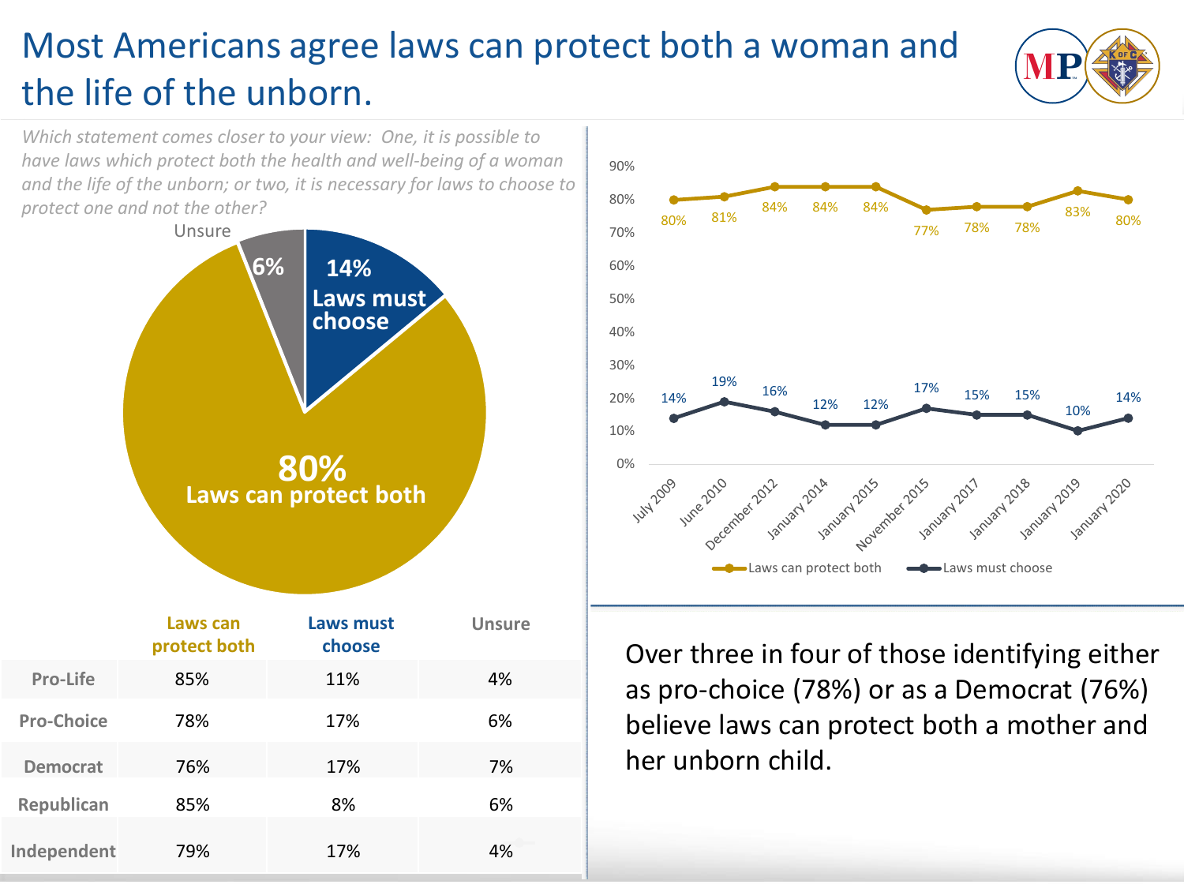# Most Americans agree laws can protect both a woman and the life of the unborn.

*Which statement comes closer to your view: One, it is possible to have laws which protect both the health and well-being of a woman and the life of the unborn; or two, it is necessary for laws to choose to protect one and not the other?*

- 80% Laws can protect both
- 14% Laws must choose
- 6% Unsure

| | Laws can protect both | Laws must choose | Unsure |
|---|---|---|---|
| Pro-Life | 85% | 11% | 4% |
| Pro-Choice | 78% | 17% | 6% |
| Democrat | 76% | 17% | 7% |
| Republican | 85% | 8% | 6% |
| Independent | 79% | 17% | 4% |

| | July 2009 | June 2010 | December 2012 | January 2014 | January 2015 | November 2015 | January 2017 | January 2018 | January 2019 | January 2020 |
|---|---|---|---|---|---|---|---|---|---|---|
| Laws can protect both | 80% | 81% | 84% | 84% | 84% | 77% | 78% | 78% | 83% | 80% |
| Laws must choose | 14% | 19% | 16% | 12% | 12% | 17% | 15% | 15% | 10% | 14% |

Over three in four of those identifying either as pro-choice (78%) or as a Democrat (76%) believe laws can protect both a mother and her unborn child.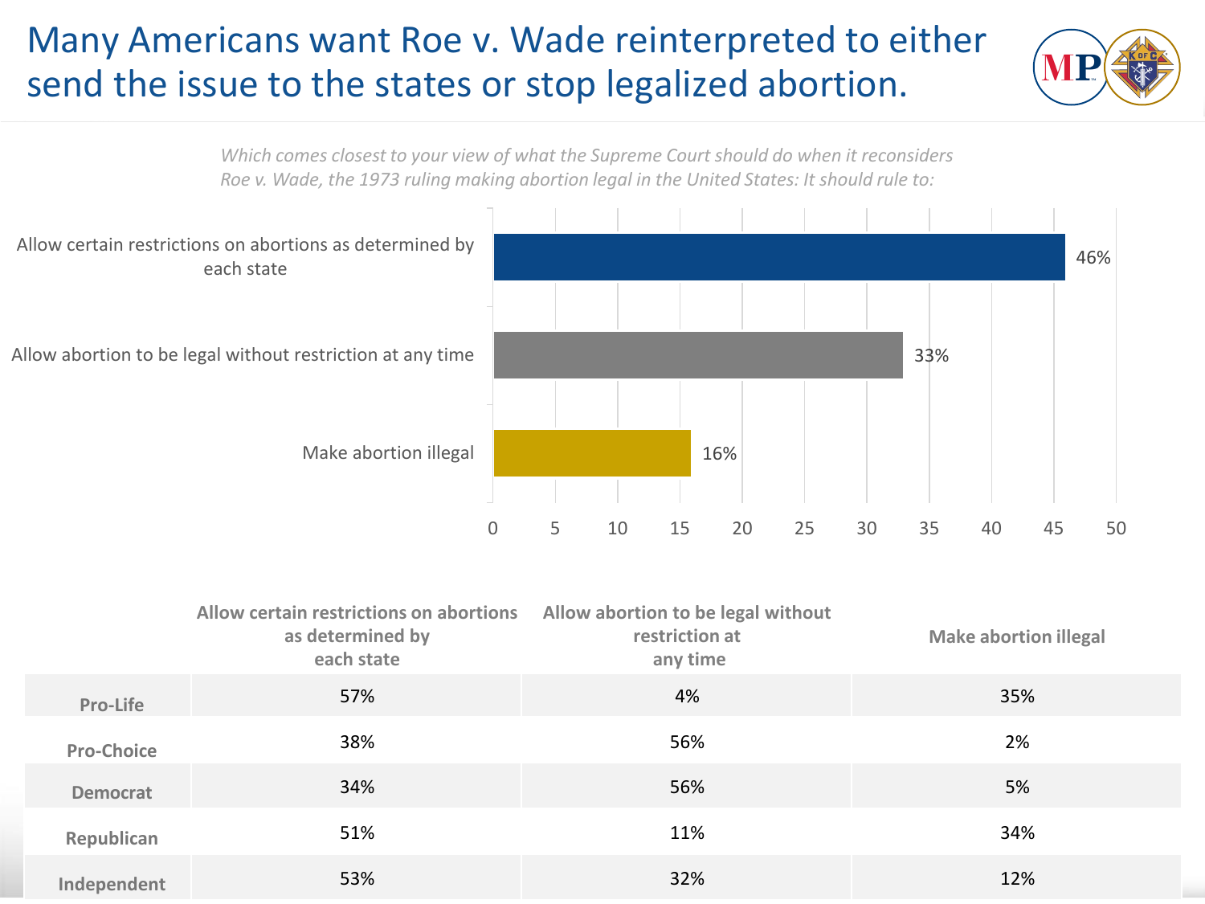# Many Americans want Roe v. Wade reinterpreted to either send the issue to the states or stop legalized abortion.

*Which comes closest to your view of what the Supreme Court should do when it reconsiders Roe v. Wade, the 1973 ruling making abortion legal in the United States: It should rule to:*

| Response | % |
|---|---|
| Allow certain restrictions on abortions as determined by each state | 46% |
| Allow abortion to be legal without restriction at any time | 33% |
| Make abortion illegal | 16% |

| | Allow certain restrictions on abortions as determined by each state | Allow abortion to be legal without restriction at any time | Make abortion illegal |
|---|---|---|---|
| **Pro-Life** | 57% | 4% | 35% |
| **Pro-Choice** | 38% | 56% | 2% |
| **Democrat** | 34% | 56% | 5% |
| **Republican** | 51% | 11% | 34% |
| **Independent** | 53% | 32% | 12% |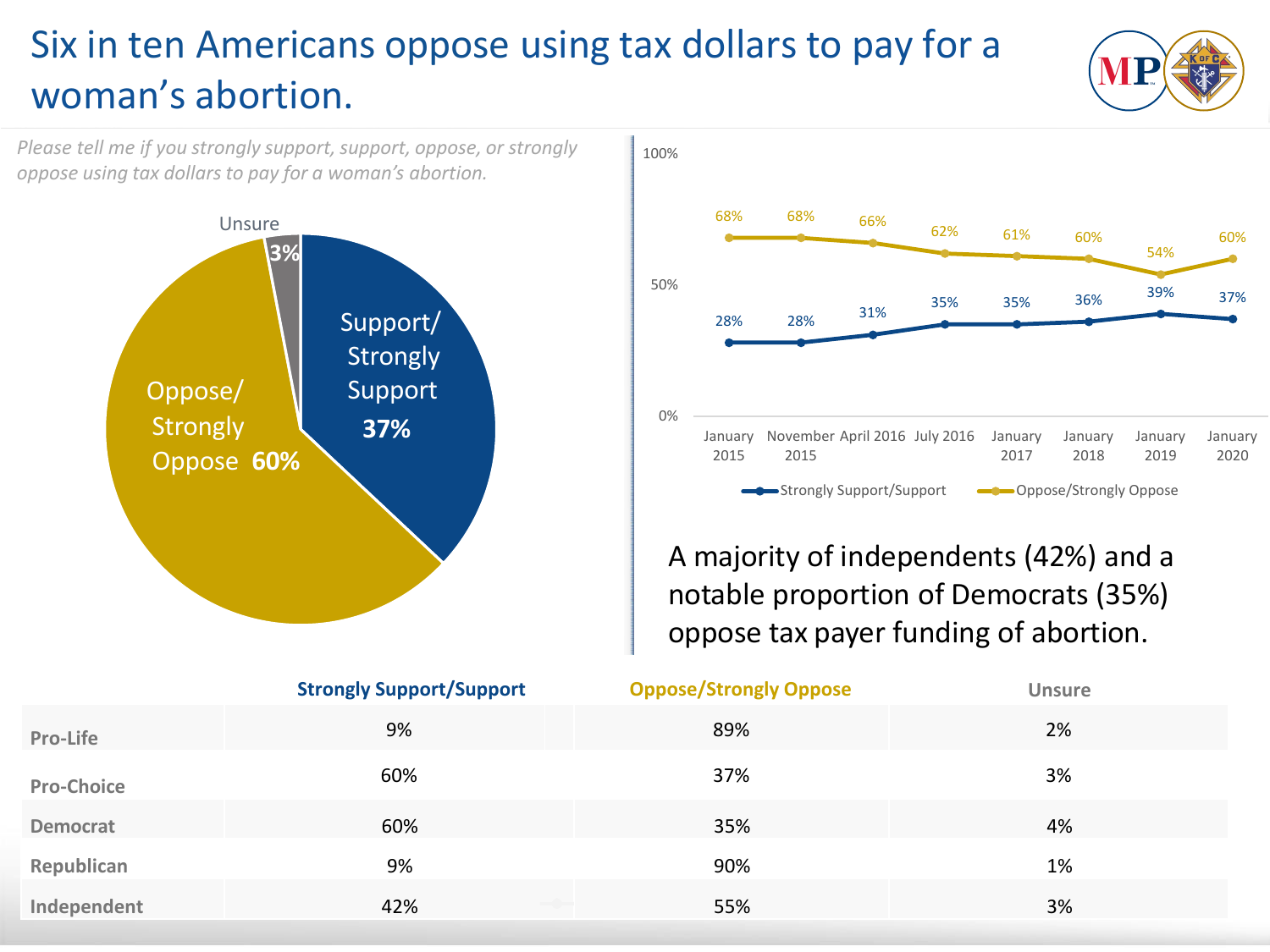# Six in ten Americans oppose using tax dollars to pay for a woman's abortion.

*Please tell me if you strongly support, support, oppose, or strongly oppose using tax dollars to pay for a woman's abortion.*

| Response | % |
|---|---|
| Support/Strongly Support | 37% |
| Oppose/Strongly Oppose | 60% |
| Unsure | 3% |

| | January 2015 | November 2015 | April 2016 | July 2016 | January 2017 | January 2018 | January 2019 | January 2020 |
|---|---|---|---|---|---|---|---|---|
| Strongly Support/Support | 28% | 28% | 31% | 35% | 35% | 36% | 39% | 37% |
| Oppose/Strongly Oppose | 68% | 68% | 66% | 62% | 61% | 60% | 54% | 60% |

A majority of independents (42%) and a notable proportion of Democrats (35%) oppose tax payer funding of abortion.

| | Strongly Support/Support | Oppose/Strongly Oppose | Unsure |
|---|---|---|---|
| Pro-Life | 9% | 89% | 2% |
| Pro-Choice | 60% | 37% | 3% |
| Democrat | 60% | 35% | 4% |
| Republican | 9% | 90% | 1% |
| Independent | 42% | 55% | 3% |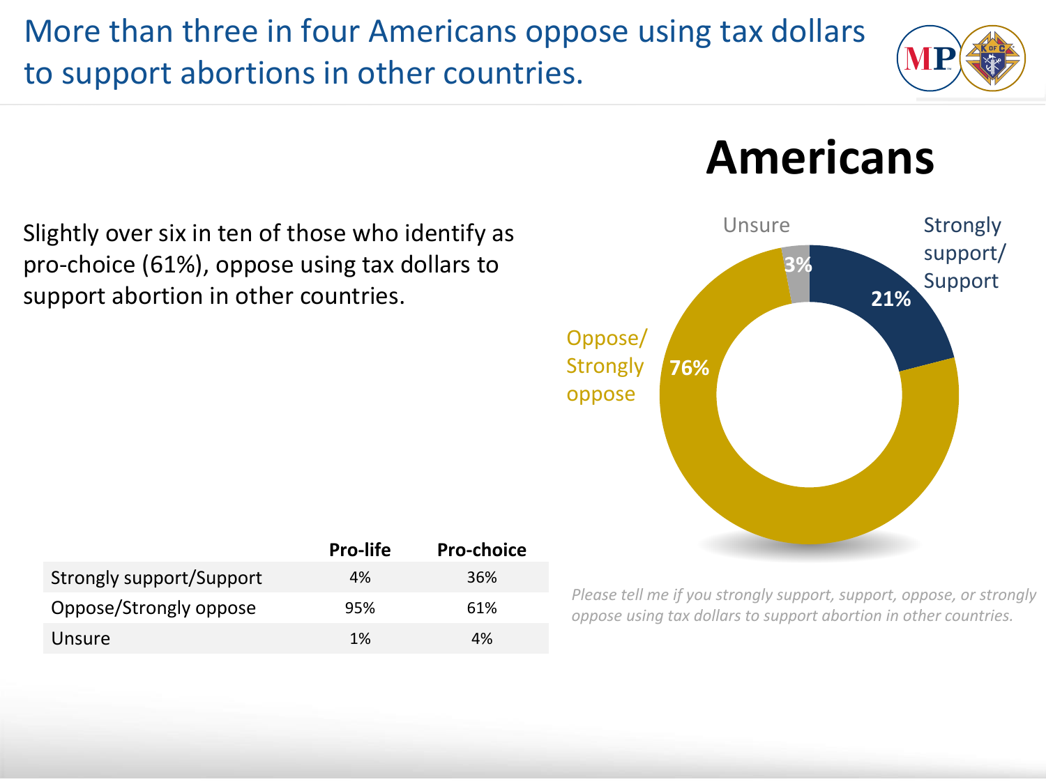# More than three in four Americans oppose using tax dollars to support abortions in other countries.

Slightly over six in ten of those who identify as pro-choice (61%), oppose using tax dollars to support abortion in other countries.

| | Pro-life | Pro-choice |
|---|---|---|
| Strongly support/Support | 4% | 36% |
| Oppose/Strongly oppose | 95% | 61% |
| Unsure | 1% | 4% |

## Americans

- Strongly support/ Support: 21%
- Oppose/ Strongly oppose: 76%
- Unsure: 3%

*Please tell me if you strongly support, support, oppose, or strongly oppose using tax dollars to support abortion in other countries.*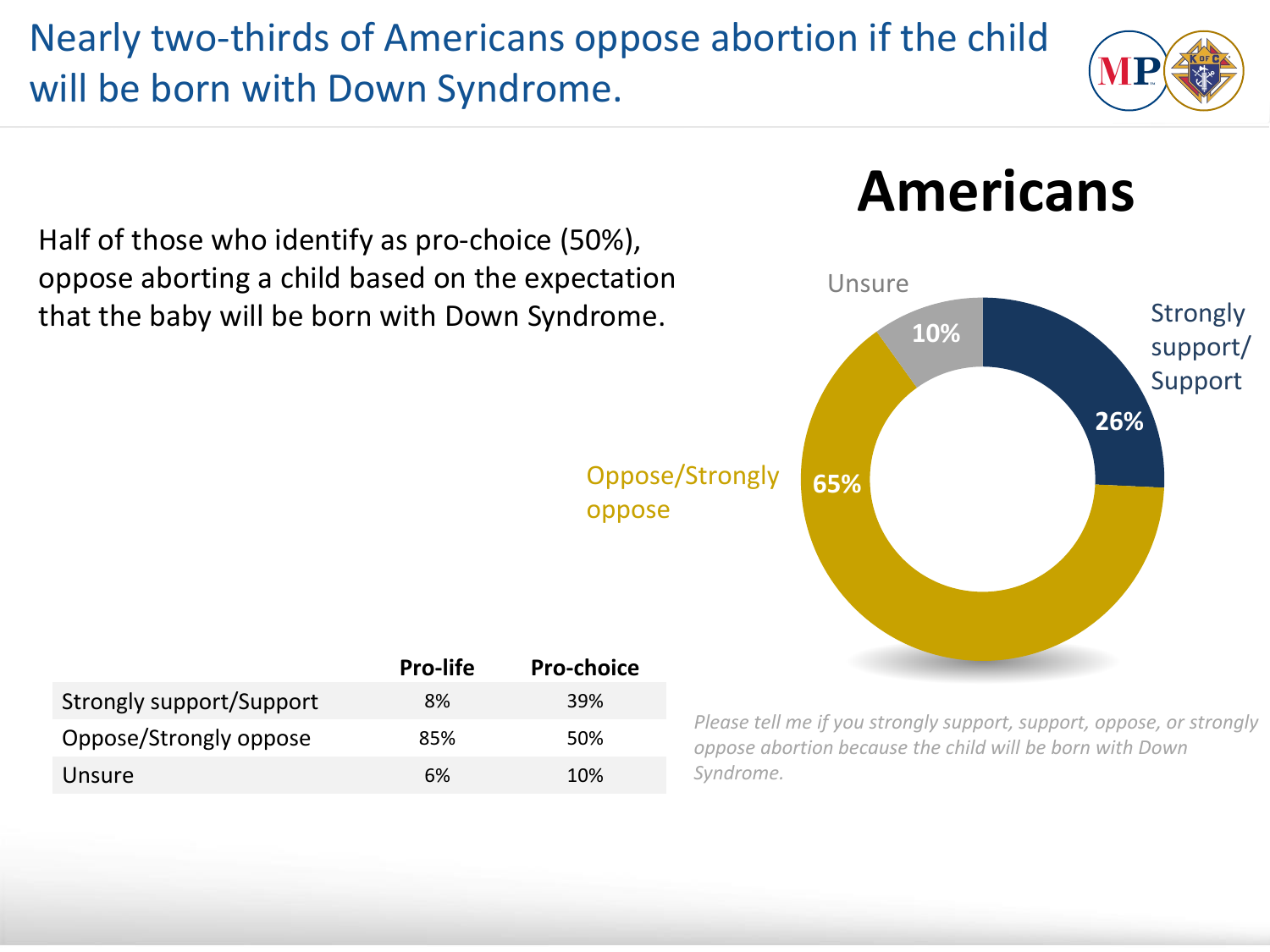# Nearly two-thirds of Americans oppose abortion if the child will be born with Down Syndrome.

Half of those who identify as pro-choice (50%), oppose aborting a child based on the expectation that the baby will be born with Down Syndrome.

## Americans

| | |
|---|---|
| Strongly support/Support | 26% |
| Oppose/Strongly oppose | 65% |
| Unsure | 10% |

| | Pro-life | Pro-choice |
|---|---|---|
| Strongly support/Support | 8% | 39% |
| Oppose/Strongly oppose | 85% | 50% |
| Unsure | 6% | 10% |

*Please tell me if you strongly support, support, oppose, or strongly oppose abortion because the child will be born with Down Syndrome.*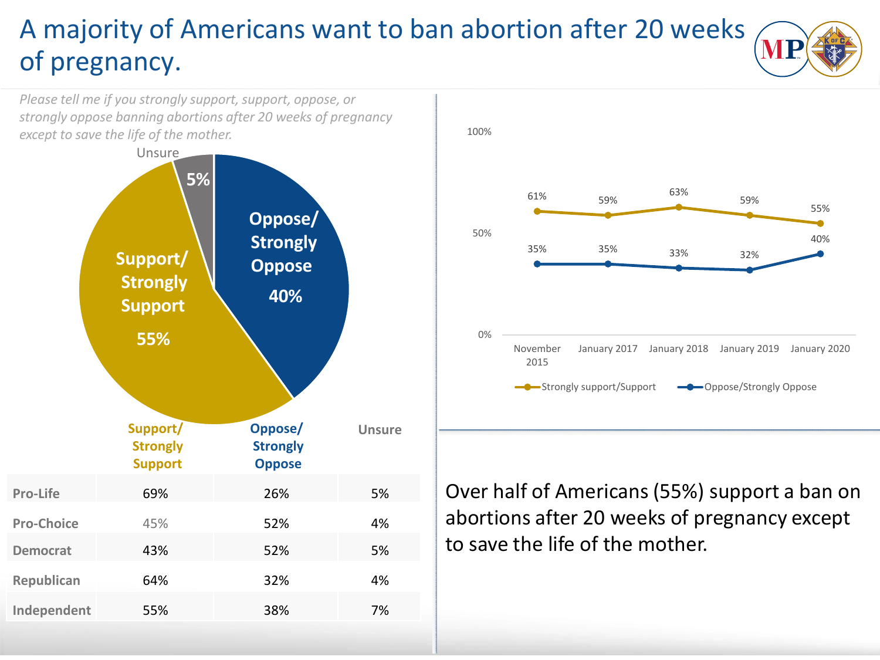# A majority of Americans want to ban abortion after 20 weeks of pregnancy.

*Please tell me if you strongly support, support, oppose, or strongly oppose banning abortions after 20 weeks of pregnancy except to save the life of the mother.*

| | Support/Strongly Support | Oppose/Strongly Oppose | Unsure |
|---|---|---|---|
| Overall | 55% | 40% | 5% |

| | Support/Strongly Support | Oppose/Strongly Oppose | Unsure |
|---|---|---|---|
| Pro-Life | 69% | 26% | 5% |
| Pro-Choice | 45% | 52% | 4% |
| Democrat | 43% | 52% | 5% |
| Republican | 64% | 32% | 4% |
| Independent | 55% | 38% | 7% |

| | November 2015 | January 2017 | January 2018 | January 2019 | January 2020 |
|---|---|---|---|---|---|
| Strongly support/Support | 61% | 59% | 63% | 59% | 55% |
| Oppose/Strongly Oppose | 35% | 35% | 33% | 32% | 40% |

Over half of Americans (55%) support a ban on abortions after 20 weeks of pregnancy except to save the life of the mother.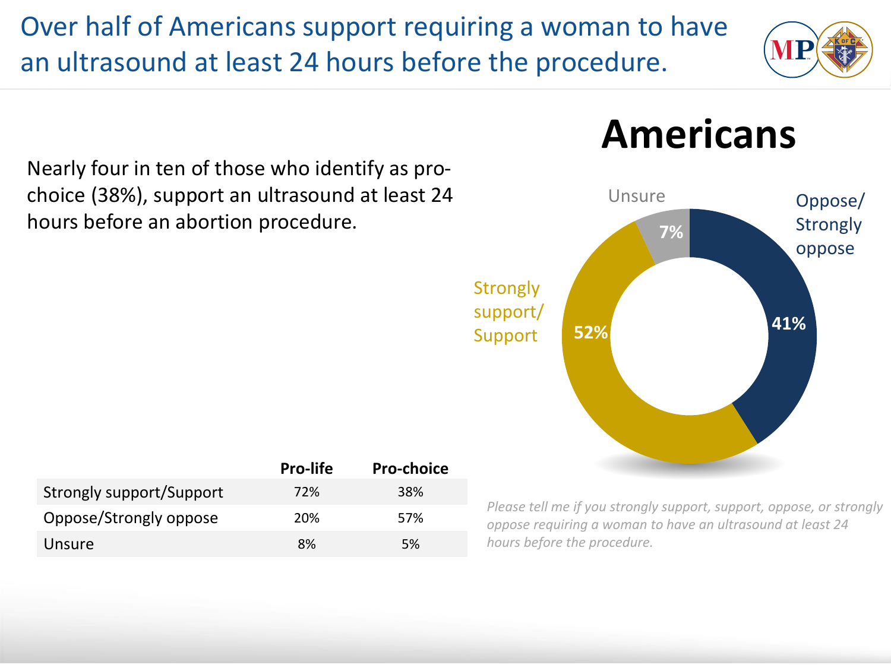# Over half of Americans support requiring a woman to have an ultrasound at least 24 hours before the procedure.

Nearly four in ten of those who identify as pro-choice (38%), support an ultrasound at least 24 hours before an abortion procedure.

## Americans

| Response | Americans |
| --- | --- |
| Strongly support/ Support | 52% |
| Oppose/ Strongly oppose | 41% |
| Unsure | 7% |

| | Pro-life | Pro-choice |
| --- | --- | --- |
| Strongly support/Support | 72% | 38% |
| Oppose/Strongly oppose | 20% | 57% |
| Unsure | 8% | 5% |

*Please tell me if you strongly support, support, oppose, or strongly oppose requiring a woman to have an ultrasound at least 24 hours before the procedure.*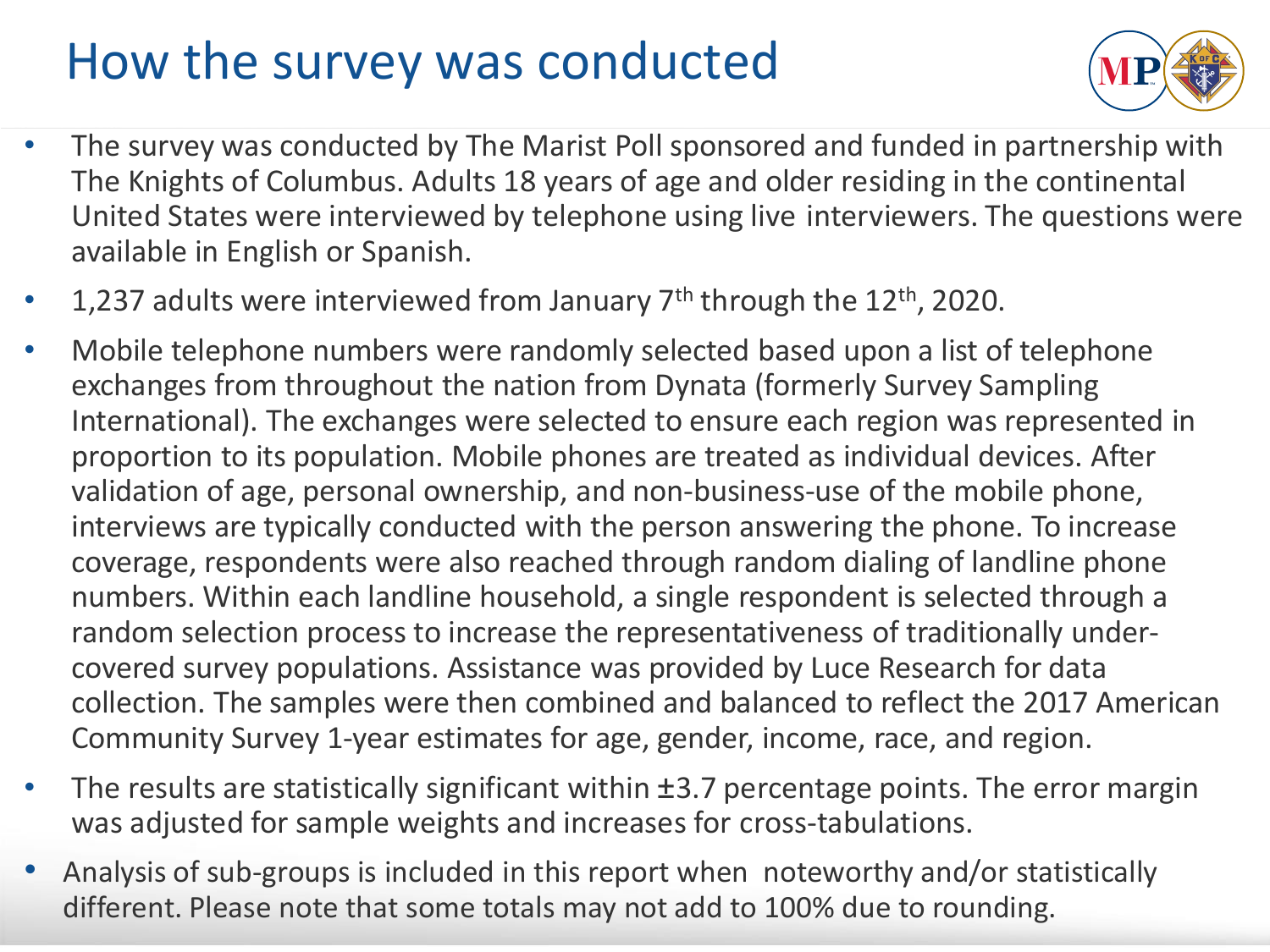# How the survey was conducted

- The survey was conducted by The Marist Poll sponsored and funded in partnership with The Knights of Columbus. Adults 18 years of age and older residing in the continental United States were interviewed by telephone using live interviewers. The questions were available in English or Spanish.
- 1,237 adults were interviewed from January 7th through the 12th, 2020.
- Mobile telephone numbers were randomly selected based upon a list of telephone exchanges from throughout the nation from Dynata (formerly Survey Sampling International). The exchanges were selected to ensure each region was represented in proportion to its population. Mobile phones are treated as individual devices. After validation of age, personal ownership, and non-business-use of the mobile phone, interviews are typically conducted with the person answering the phone. To increase coverage, respondents were also reached through random dialing of landline phone numbers. Within each landline household, a single respondent is selected through a random selection process to increase the representativeness of traditionally under-covered survey populations. Assistance was provided by Luce Research for data collection. The samples were then combined and balanced to reflect the 2017 American Community Survey 1-year estimates for age, gender, income, race, and region.
- The results are statistically significant within ±3.7 percentage points. The error margin was adjusted for sample weights and increases for cross-tabulations.
- Analysis of sub-groups is included in this report when noteworthy and/or statistically different. Please note that some totals may not add to 100% due to rounding.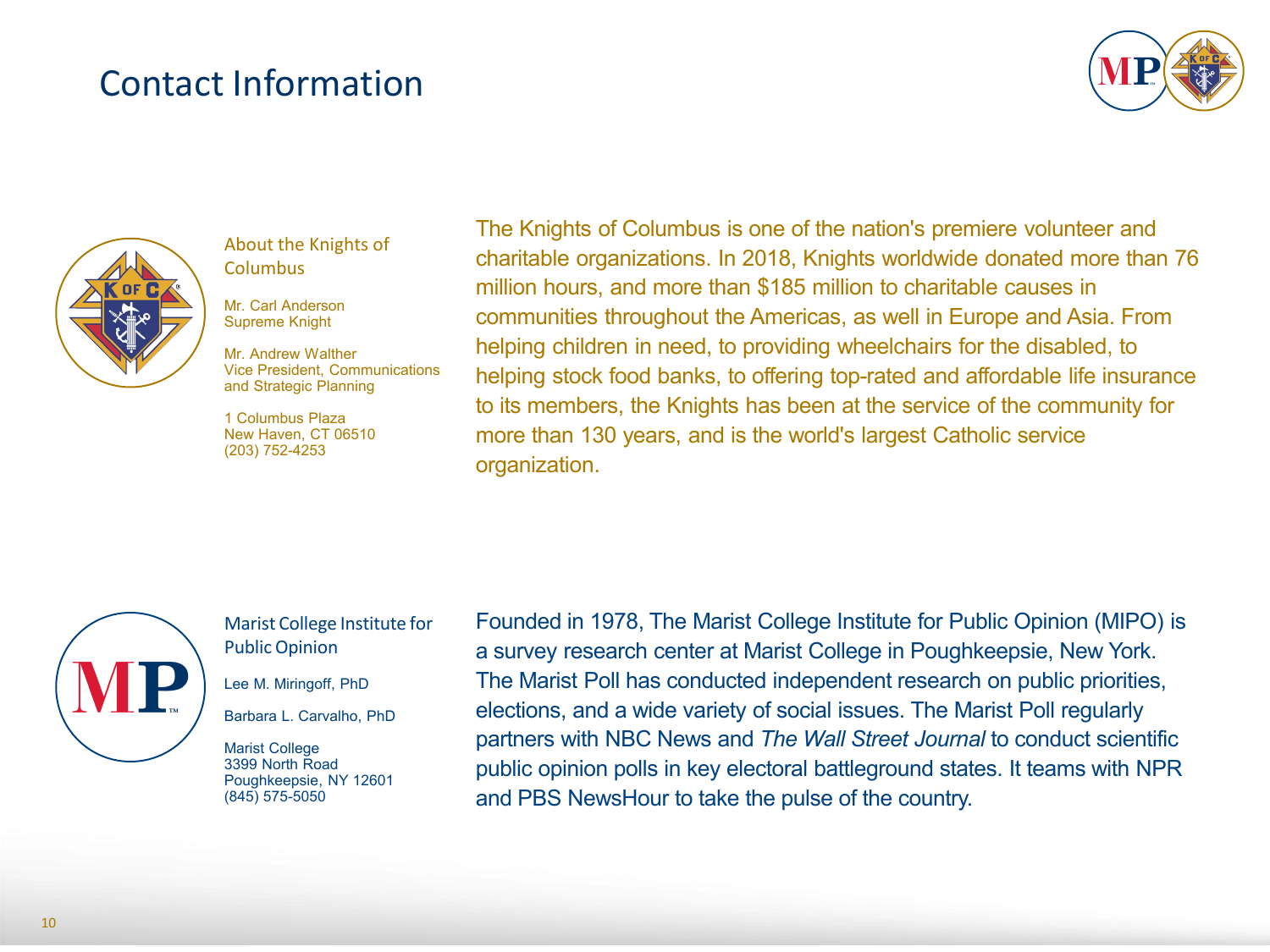# Contact Information

## About the Knights of Columbus

Mr. Carl Anderson
Supreme Knight

Mr. Andrew Walther
Vice President, Communications and Strategic Planning

1 Columbus Plaza
New Haven, CT 06510
(203) 752-4253

The Knights of Columbus is one of the nation's premiere volunteer and charitable organizations. In 2018, Knights worldwide donated more than 76 million hours, and more than $185 million to charitable causes in communities throughout the Americas, as well in Europe and Asia. From helping children in need, to providing wheelchairs for the disabled, to helping stock food banks, to offering top-rated and affordable life insurance to its members, the Knights has been at the service of the community for more than 130 years, and is the world's largest Catholic service organization.

## Marist College Institute for Public Opinion

Lee M. Miringoff, PhD

Barbara L. Carvalho, PhD

Marist College
3399 North Road
Poughkeepsie, NY 12601
(845) 575-5050

Founded in 1978, The Marist College Institute for Public Opinion (MIPO) is a survey research center at Marist College in Poughkeepsie, New York. The Marist Poll has conducted independent research on public priorities, elections, and a wide variety of social issues. The Marist Poll regularly partners with NBC News and *The Wall Street Journal* to conduct scientific public opinion polls in key electoral battleground states. It teams with NPR and PBS NewsHour to take the pulse of the country.